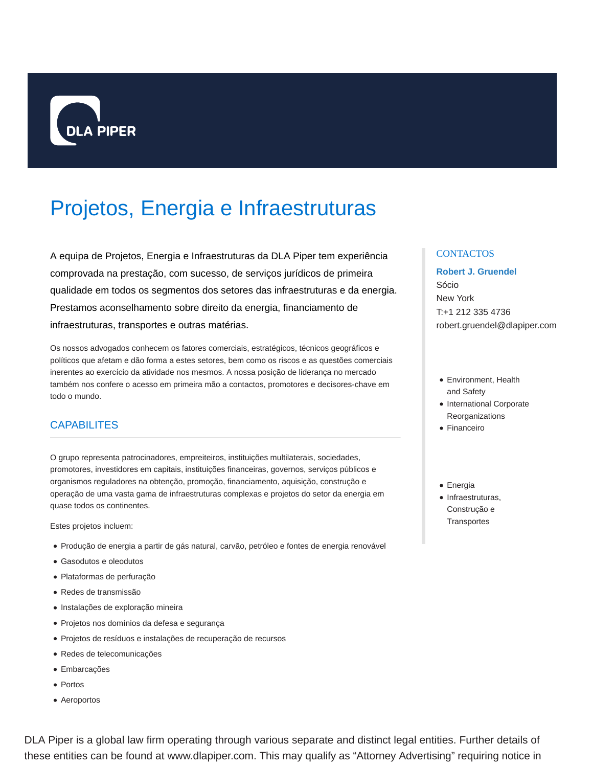DLA PIPER

# Projetos, Energia e Infraestruturas

A equipa de Projetos, Energia e Infraestruturas da DLA Piper tem experiência comprovada na prestação, com sucesso, de serviços jurídicos de primeira qualidade em todos os segmentos dos setores das infraestruturas e da energia. Prestamos aconselhamento sobre direito da energia, financiamento de infraestruturas, transportes e outras matérias.

Os nossos advogados conhecem os fatores comerciais, estratégicos, técnicos geográficos e políticos que afetam e dão forma a estes setores, bem como os riscos e as questões comerciais inerentes ao exercício da atividade nos mesmos. A nossa posição de liderança no mercado também nos confere o acesso em primeira mão a contactos, promotores e decisores-chave em todo o mundo.

## CAPABILITES

O grupo representa patrocinadores, empreiteiros, instituições multilaterais, sociedades, promotores, investidores em capitais, instituições financeiras, governos, serviços públicos e organismos reguladores na obtenção, promoção, financiamento, aquisição, construção e operação de uma vasta gama de infraestruturas complexas e projetos do setor da energia em quase todos os continentes.

Estes projetos incluem:

- Produção de energia a partir de gás natural, carvão, petróleo e fontes de energia renovável
- Gasodutos e oleodutos
- Plataformas de perfuração
- Redes de transmissão
- Instalações de exploração mineira
- Projetos nos domínios da defesa e segurança
- Projetos de resíduos e instalações de recuperação de recursos
- Redes de telecomunicações
- Embarcações
- Portos
- Aeroportos

## CONTACTOS

**Robert J. Gruendel**
Sócio
New York
T:+1 212 335 4736
robert.gruendel@dlapiper.com

- Environment, Health and Safety
- International Corporate Reorganizations
- Financeiro

- Energia
- Infraestruturas, Construção e Transportes

DLA Piper is a global law firm operating through various separate and distinct legal entities. Further details of these entities can be found at www.dlapiper.com. This may qualify as "Attorney Advertising" requiring notice in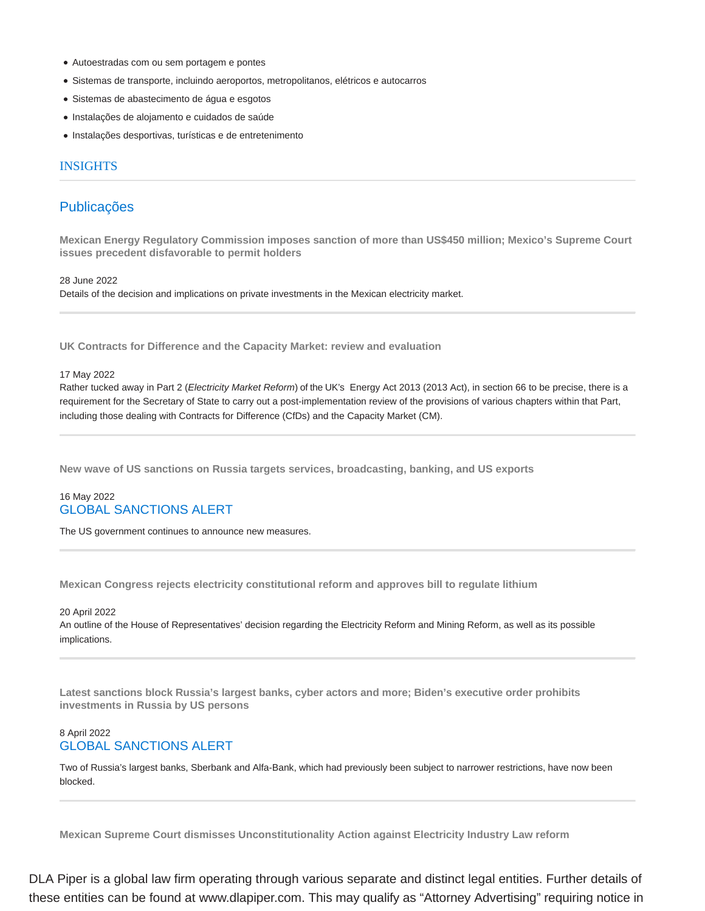- Autoestradas com ou sem portagem e pontes
- Sistemas de transporte, incluindo aeroportos, metropolitanos, elétricos e autocarros
- Sistemas de abastecimento de água e esgotos
- Instalações de alojamento e cuidados de saúde
- Instalações desportivas, turísticas e de entretenimento

## INSIGHTS

## Publicações

**Mexican Energy Regulatory Commission imposes sanction of more than US$450 million; Mexico's Supreme Court issues precedent disfavorable to permit holders**

28 June 2022

Details of the decision and implications on private investments in the Mexican electricity market.

---

**UK Contracts for Difference and the Capacity Market: review and evaluation**

17 May 2022

Rather tucked away in Part 2 (*Electricity Market Reform*) of the UK's Energy Act 2013 (2013 Act), in section 66 to be precise, there is a requirement for the Secretary of State to carry out a post-implementation review of the provisions of various chapters within that Part, including those dealing with Contracts for Difference (CfDs) and the Capacity Market (CM).

---

**New wave of US sanctions on Russia targets services, broadcasting, banking, and US exports**

16 May 2022

GLOBAL SANCTIONS ALERT

The US government continues to announce new measures.

---

**Mexican Congress rejects electricity constitutional reform and approves bill to regulate lithium**

20 April 2022

An outline of the House of Representatives' decision regarding the Electricity Reform and Mining Reform, as well as its possible implications.

---

**Latest sanctions block Russia's largest banks, cyber actors and more; Biden's executive order prohibits investments in Russia by US persons**

8 April 2022

GLOBAL SANCTIONS ALERT

Two of Russia's largest banks, Sberbank and Alfa-Bank, which had previously been subject to narrower restrictions, have now been blocked.

---

**Mexican Supreme Court dismisses Unconstitutionality Action against Electricity Industry Law reform**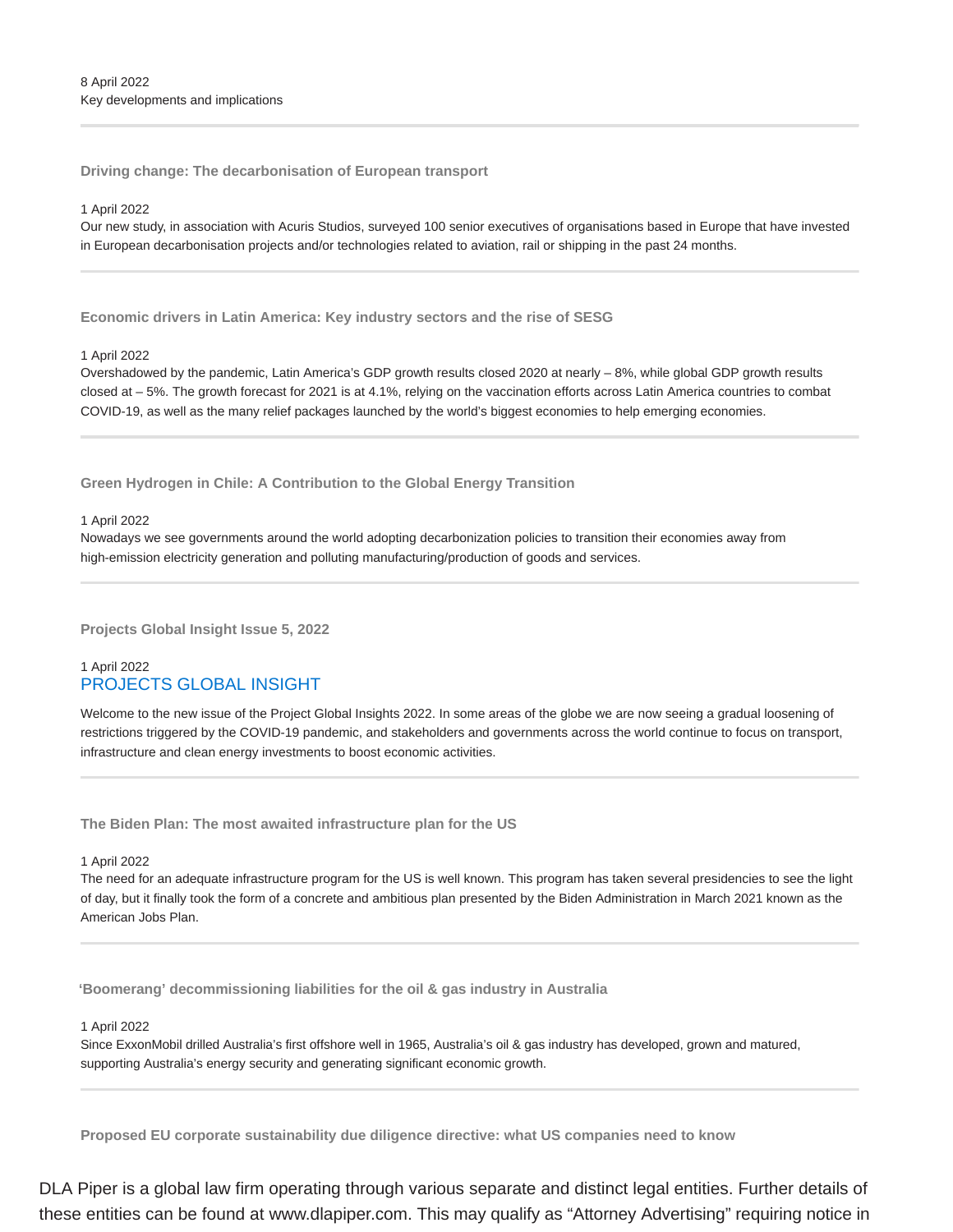8 April 2022
Key developments and implications

### Driving change: The decarbonisation of European transport

1 April 2022
Our new study, in association with Acuris Studios, surveyed 100 senior executives of organisations based in Europe that have invested in European decarbonisation projects and/or technologies related to aviation, rail or shipping in the past 24 months.

### Economic drivers in Latin America: Key industry sectors and the rise of SESG

1 April 2022
Overshadowed by the pandemic, Latin America's GDP growth results closed 2020 at nearly – 8%, while global GDP growth results closed at – 5%. The growth forecast for 2021 is at 4.1%, relying on the vaccination efforts across Latin America countries to combat COVID-19, as well as the many relief packages launched by the world's biggest economies to help emerging economies.

### Green Hydrogen in Chile: A Contribution to the Global Energy Transition

1 April 2022
Nowadays we see governments around the world adopting decarbonization policies to transition their economies away from high-emission electricity generation and polluting manufacturing/production of goods and services.

### Projects Global Insight Issue 5, 2022

1 April 2022
PROJECTS GLOBAL INSIGHT

Welcome to the new issue of the Project Global Insights 2022. In some areas of the globe we are now seeing a gradual loosening of restrictions triggered by the COVID-19 pandemic, and stakeholders and governments across the world continue to focus on transport, infrastructure and clean energy investments to boost economic activities.

### The Biden Plan: The most awaited infrastructure plan for the US

1 April 2022
The need for an adequate infrastructure program for the US is well known. This program has taken several presidencies to see the light of day, but it finally took the form of a concrete and ambitious plan presented by the Biden Administration in March 2021 known as the American Jobs Plan.

### 'Boomerang' decommissioning liabilities for the oil & gas industry in Australia

1 April 2022
Since ExxonMobil drilled Australia's first offshore well in 1965, Australia's oil & gas industry has developed, grown and matured, supporting Australia's energy security and generating significant economic growth.

### Proposed EU corporate sustainability due diligence directive: what US companies need to know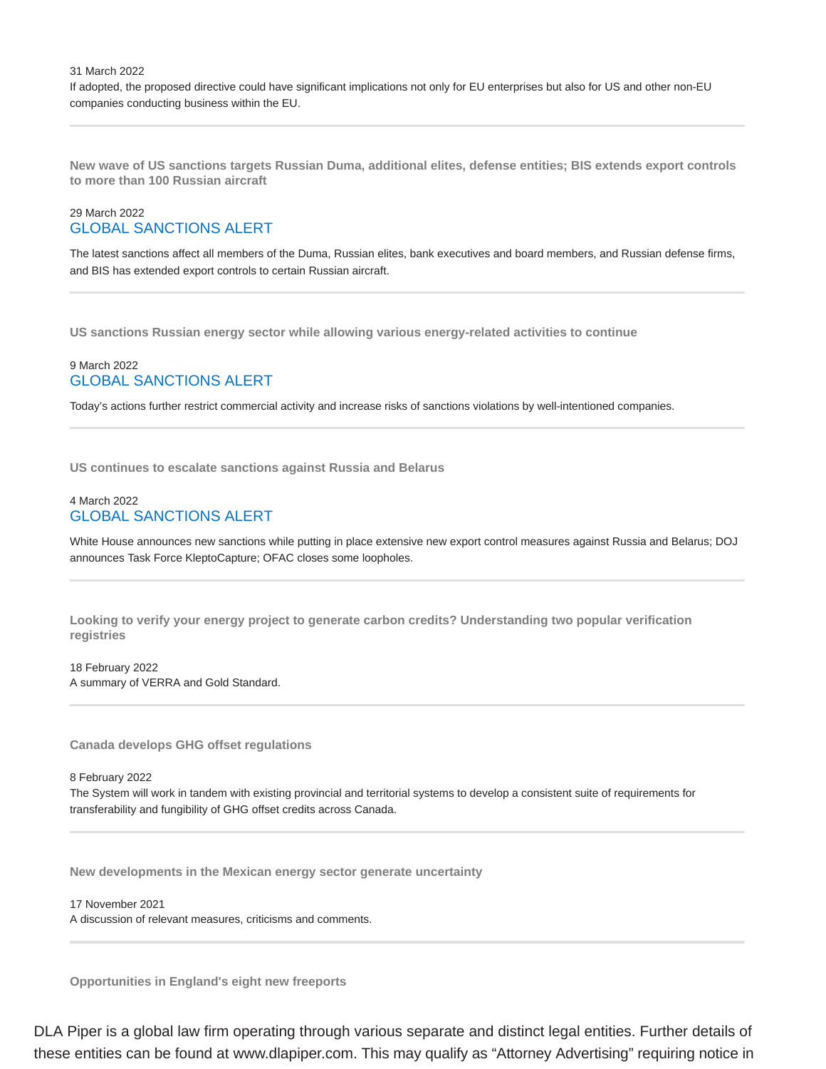31 March 2022

If adopted, the proposed directive could have significant implications not only for EU enterprises but also for US and other non-EU companies conducting business within the EU.

---

**New wave of US sanctions targets Russian Duma, additional elites, defense entities; BIS extends export controls to more than 100 Russian aircraft**

29 March 2022

GLOBAL SANCTIONS ALERT

The latest sanctions affect all members of the Duma, Russian elites, bank executives and board members, and Russian defense firms, and BIS has extended export controls to certain Russian aircraft.

---

**US sanctions Russian energy sector while allowing various energy-related activities to continue**

9 March 2022

GLOBAL SANCTIONS ALERT

Today's actions further restrict commercial activity and increase risks of sanctions violations by well-intentioned companies.

---

**US continues to escalate sanctions against Russia and Belarus**

4 March 2022

GLOBAL SANCTIONS ALERT

White House announces new sanctions while putting in place extensive new export control measures against Russia and Belarus; DOJ announces Task Force KleptoCapture; OFAC closes some loopholes.

---

**Looking to verify your energy project to generate carbon credits? Understanding two popular verification registries**

18 February 2022

A summary of VERRA and Gold Standard.

---

**Canada develops GHG offset regulations**

8 February 2022

The System will work in tandem with existing provincial and territorial systems to develop a consistent suite of requirements for transferability and fungibility of GHG offset credits across Canada.

---

**New developments in the Mexican energy sector generate uncertainty**

17 November 2021

A discussion of relevant measures, criticisms and comments.

---

**Opportunities in England's eight new freeports**

DLA Piper is a global law firm operating through various separate and distinct legal entities. Further details of these entities can be found at www.dlapiper.com. This may qualify as "Attorney Advertising" requiring notice in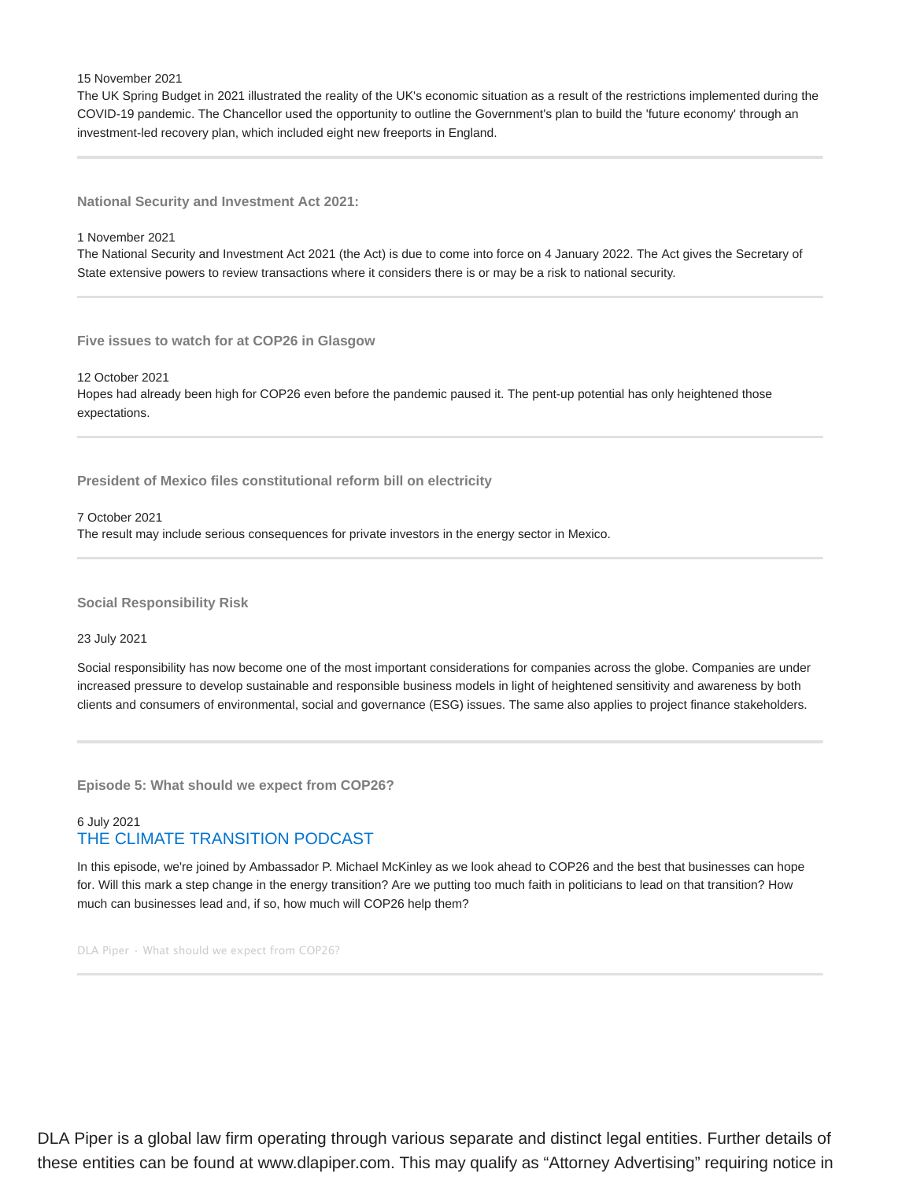15 November 2021

The UK Spring Budget in 2021 illustrated the reality of the UK's economic situation as a result of the restrictions implemented during the COVID-19 pandemic. The Chancellor used the opportunity to outline the Government's plan to build the 'future economy' through an investment-led recovery plan, which included eight new freeports in England.

---

### National Security and Investment Act 2021:

1 November 2021

The National Security and Investment Act 2021 (the Act) is due to come into force on 4 January 2022. The Act gives the Secretary of State extensive powers to review transactions where it considers there is or may be a risk to national security.

---

### Five issues to watch for at COP26 in Glasgow

12 October 2021

Hopes had already been high for COP26 even before the pandemic paused it. The pent-up potential has only heightened those expectations.

---

### President of Mexico files constitutional reform bill on electricity

7 October 2021

The result may include serious consequences for private investors in the energy sector in Mexico.

---

### Social Responsibility Risk

23 July 2021

Social responsibility has now become one of the most important considerations for companies across the globe. Companies are under increased pressure to develop sustainable and responsible business models in light of heightened sensitivity and awareness by both clients and consumers of environmental, social and governance (ESG) issues. The same also applies to project finance stakeholders.

---

### Episode 5: What should we expect from COP26?

6 July 2021

THE CLIMATE TRANSITION PODCAST

In this episode, we're joined by Ambassador P. Michael McKinley as we look ahead to COP26 and the best that businesses can hope for. Will this mark a step change in the energy transition? Are we putting too much faith in politicians to lead on that transition? How much can businesses lead and, if so, how much will COP26 help them?

DLA Piper · What should we expect from COP26?

---

DLA Piper is a global law firm operating through various separate and distinct legal entities. Further details of these entities can be found at www.dlapiper.com. This may qualify as “Attorney Advertising” requiring notice in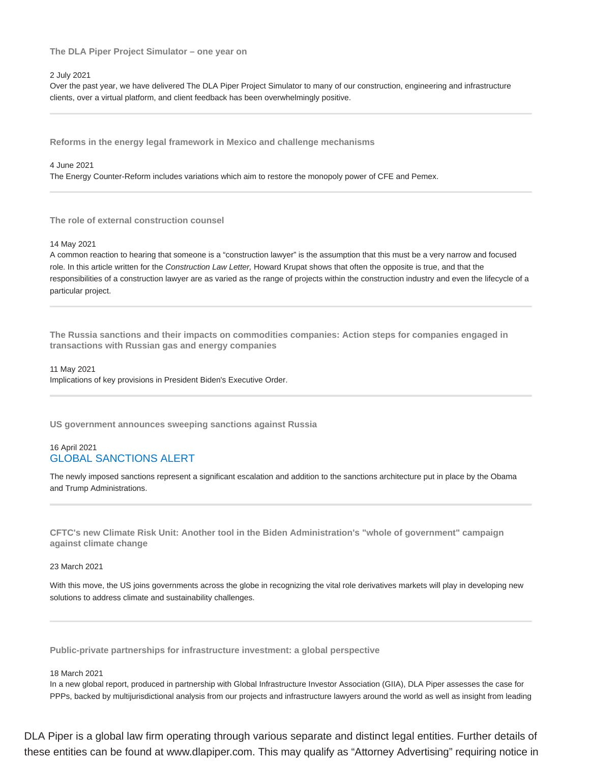### The DLA Piper Project Simulator – one year on

2 July 2021

Over the past year, we have delivered The DLA Piper Project Simulator to many of our construction, engineering and infrastructure clients, over a virtual platform, and client feedback has been overwhelmingly positive.

---

### Reforms in the energy legal framework in Mexico and challenge mechanisms

4 June 2021

The Energy Counter-Reform includes variations which aim to restore the monopoly power of CFE and Pemex.

---

### The role of external construction counsel

14 May 2021

A common reaction to hearing that someone is a "construction lawyer" is the assumption that this must be a very narrow and focused role. In this article written for the *Construction Law Letter,* Howard Krupat shows that often the opposite is true, and that the responsibilities of a construction lawyer are as varied as the range of projects within the construction industry and even the lifecycle of a particular project.

---

### The Russia sanctions and their impacts on commodities companies: Action steps for companies engaged in transactions with Russian gas and energy companies

11 May 2021

Implications of key provisions in President Biden's Executive Order.

---

### US government announces sweeping sanctions against Russia

16 April 2021

GLOBAL SANCTIONS ALERT

The newly imposed sanctions represent a significant escalation and addition to the sanctions architecture put in place by the Obama and Trump Administrations.

---

### CFTC's new Climate Risk Unit: Another tool in the Biden Administration's "whole of government" campaign against climate change

23 March 2021

With this move, the US joins governments across the globe in recognizing the vital role derivatives markets will play in developing new solutions to address climate and sustainability challenges.

---

### Public-private partnerships for infrastructure investment: a global perspective

18 March 2021

In a new global report, produced in partnership with Global Infrastructure Investor Association (GIIA), DLA Piper assesses the case for PPPs, backed by multijurisdictional analysis from our projects and infrastructure lawyers around the world as well as insight from leading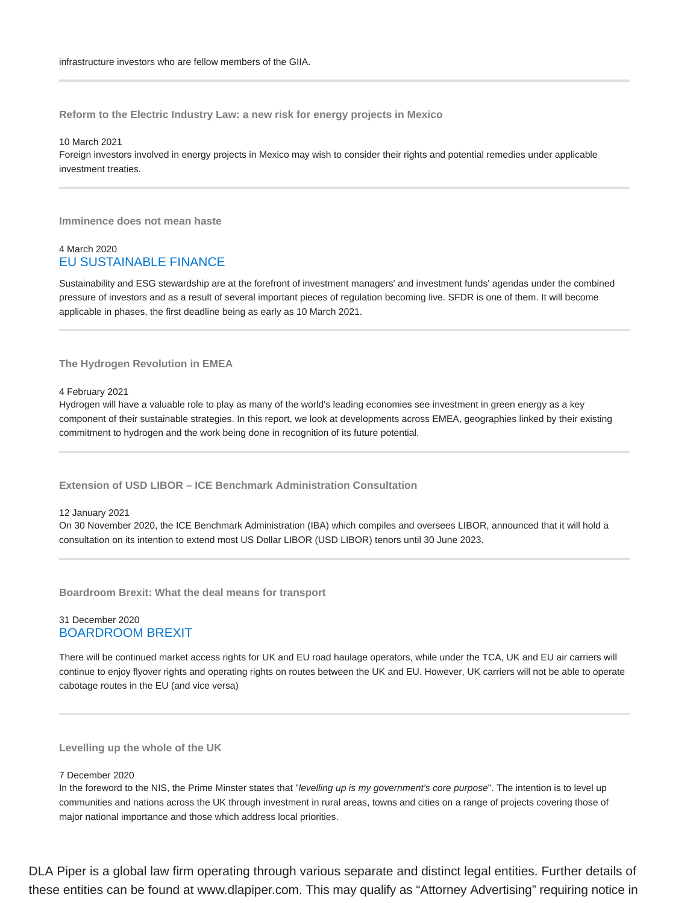infrastructure investors who are fellow members of the GIIA.

---

### Reform to the Electric Industry Law: a new risk for energy projects in Mexico

10 March 2021

Foreign investors involved in energy projects in Mexico may wish to consider their rights and potential remedies under applicable investment treaties.

---

### Imminence does not mean haste

4 March 2020

EU SUSTAINABLE FINANCE

Sustainability and ESG stewardship are at the forefront of investment managers' and investment funds' agendas under the combined pressure of investors and as a result of several important pieces of regulation becoming live. SFDR is one of them. It will become applicable in phases, the first deadline being as early as 10 March 2021.

---

### The Hydrogen Revolution in EMEA

4 February 2021

Hydrogen will have a valuable role to play as many of the world's leading economies see investment in green energy as a key component of their sustainable strategies. In this report, we look at developments across EMEA, geographies linked by their existing commitment to hydrogen and the work being done in recognition of its future potential.

---

### Extension of USD LIBOR – ICE Benchmark Administration Consultation

12 January 2021

On 30 November 2020, the ICE Benchmark Administration (IBA) which compiles and oversees LIBOR, announced that it will hold a consultation on its intention to extend most US Dollar LIBOR (USD LIBOR) tenors until 30 June 2023.

---

### Boardroom Brexit: What the deal means for transport

31 December 2020

BOARDROOM BREXIT

There will be continued market access rights for UK and EU road haulage operators, while under the TCA, UK and EU air carriers will continue to enjoy flyover rights and operating rights on routes between the UK and EU. However, UK carriers will not be able to operate cabotage routes in the EU (and vice versa)

---

### Levelling up the whole of the UK

7 December 2020

In the foreword to the NIS, the Prime Minster states that "*levelling up is my government's core purpose*". The intention is to level up communities and nations across the UK through investment in rural areas, towns and cities on a range of projects covering those of major national importance and those which address local priorities.

DLA Piper is a global law firm operating through various separate and distinct legal entities. Further details of these entities can be found at www.dlapiper.com. This may qualify as “Attorney Advertising” requiring notice in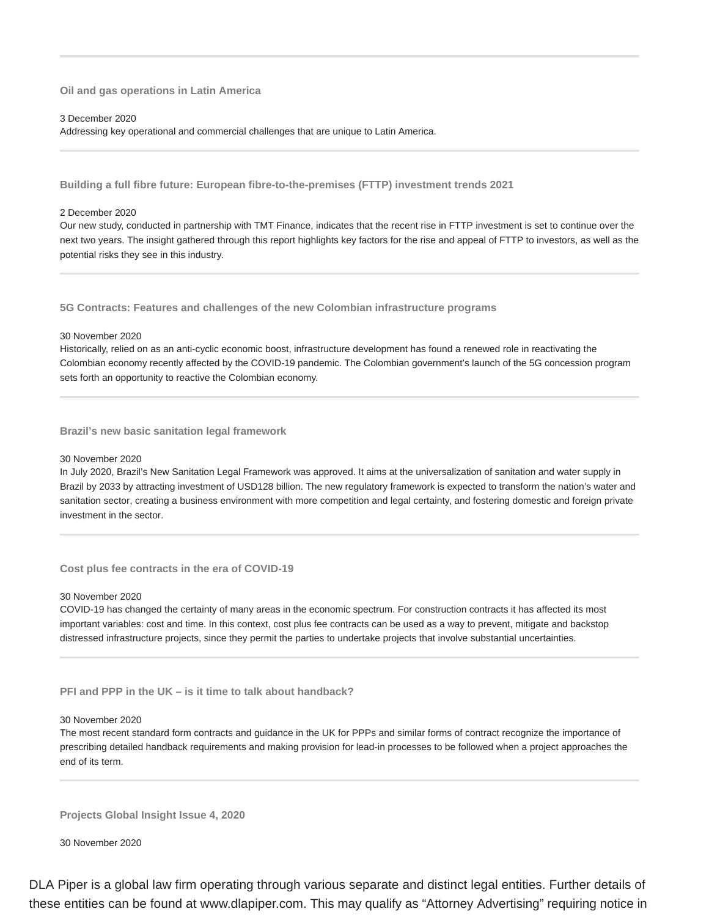### Oil and gas operations in Latin America

3 December 2020
Addressing key operational and commercial challenges that are unique to Latin America.

### Building a full fibre future: European fibre-to-the-premises (FTTP) investment trends 2021

2 December 2020
Our new study, conducted in partnership with TMT Finance, indicates that the recent rise in FTTP investment is set to continue over the next two years. The insight gathered through this report highlights key factors for the rise and appeal of FTTP to investors, as well as the potential risks they see in this industry.

### 5G Contracts: Features and challenges of the new Colombian infrastructure programs

30 November 2020
Historically, relied on as an anti-cyclic economic boost, infrastructure development has found a renewed role in reactivating the Colombian economy recently affected by the COVID-19 pandemic. The Colombian government's launch of the 5G concession program sets forth an opportunity to reactive the Colombian economy.

### Brazil's new basic sanitation legal framework

30 November 2020
In July 2020, Brazil's New Sanitation Legal Framework was approved. It aims at the universalization of sanitation and water supply in Brazil by 2033 by attracting investment of USD128 billion. The new regulatory framework is expected to transform the nation's water and sanitation sector, creating a business environment with more competition and legal certainty, and fostering domestic and foreign private investment in the sector.

### Cost plus fee contracts in the era of COVID-19

30 November 2020
COVID-19 has changed the certainty of many areas in the economic spectrum. For construction contracts it has affected its most important variables: cost and time. In this context, cost plus fee contracts can be used as a way to prevent, mitigate and backstop distressed infrastructure projects, since they permit the parties to undertake projects that involve substantial uncertainties.

### PFI and PPP in the UK – is it time to talk about handback?

30 November 2020
The most recent standard form contracts and guidance in the UK for PPPs and similar forms of contract recognize the importance of prescribing detailed handback requirements and making provision for lead-in processes to be followed when a project approaches the end of its term.

### Projects Global Insight Issue 4, 2020

30 November 2020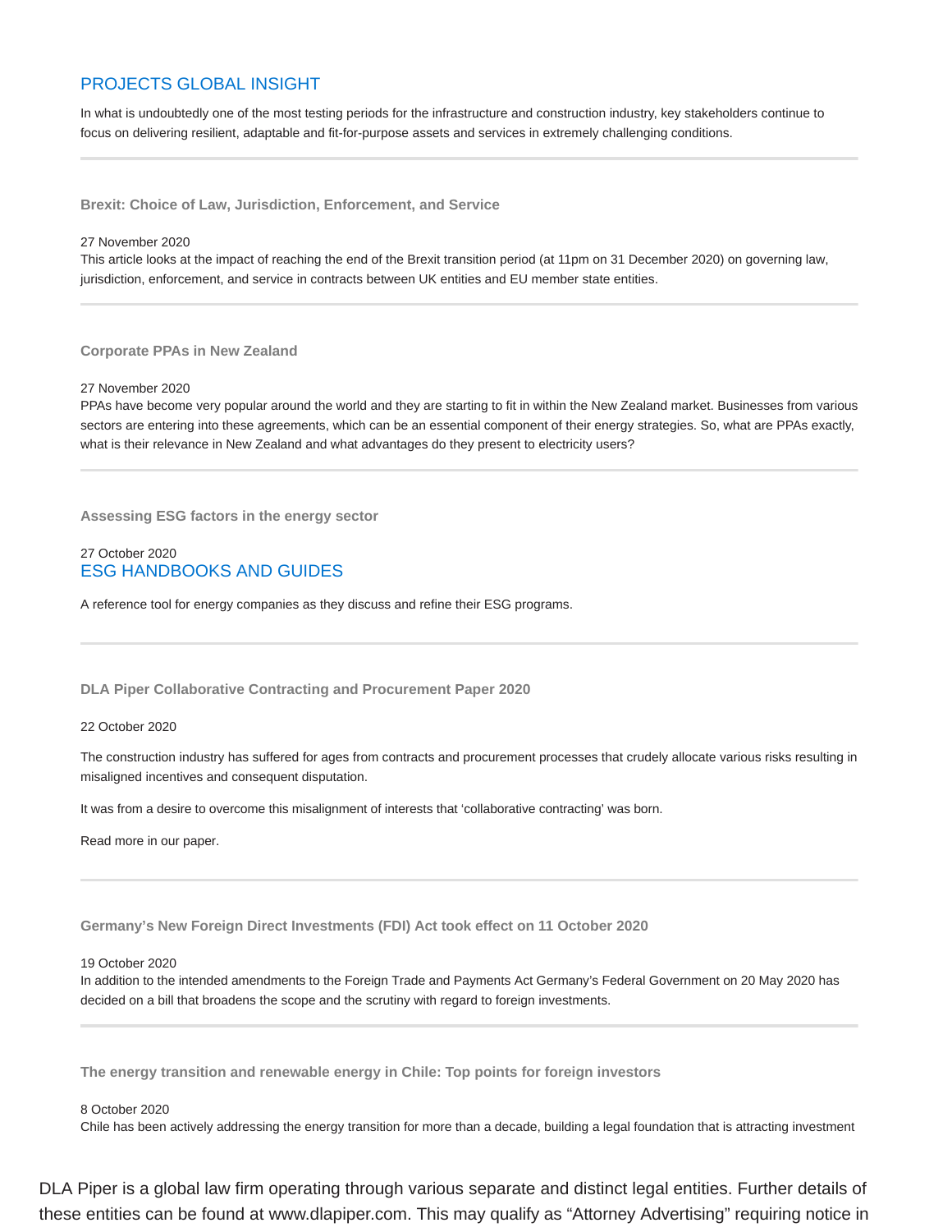## PROJECTS GLOBAL INSIGHT

In what is undoubtedly one of the most testing periods for the infrastructure and construction industry, key stakeholders continue to focus on delivering resilient, adaptable and fit-for-purpose assets and services in extremely challenging conditions.

---

### Brexit: Choice of Law, Jurisdiction, Enforcement, and Service

27 November 2020
This article looks at the impact of reaching the end of the Brexit transition period (at 11pm on 31 December 2020) on governing law, jurisdiction, enforcement, and service in contracts between UK entities and EU member state entities.

---

### Corporate PPAs in New Zealand

27 November 2020
PPAs have become very popular around the world and they are starting to fit in within the New Zealand market. Businesses from various sectors are entering into these agreements, which can be an essential component of their energy strategies. So, what are PPAs exactly, what is their relevance in New Zealand and what advantages do they present to electricity users?

---

### Assessing ESG factors in the energy sector

27 October 2020

## ESG HANDBOOKS AND GUIDES

A reference tool for energy companies as they discuss and refine their ESG programs.

---

### DLA Piper Collaborative Contracting and Procurement Paper 2020

22 October 2020

The construction industry has suffered for ages from contracts and procurement processes that crudely allocate various risks resulting in misaligned incentives and consequent disputation.

It was from a desire to overcome this misalignment of interests that 'collaborative contracting' was born.

Read more in our paper.

---

### Germany's New Foreign Direct Investments (FDI) Act took effect on 11 October 2020

19 October 2020
In addition to the intended amendments to the Foreign Trade and Payments Act Germany's Federal Government on 20 May 2020 has decided on a bill that broadens the scope and the scrutiny with regard to foreign investments.

---

### The energy transition and renewable energy in Chile: Top points for foreign investors

8 October 2020
Chile has been actively addressing the energy transition for more than a decade, building a legal foundation that is attracting investment

DLA Piper is a global law firm operating through various separate and distinct legal entities. Further details of these entities can be found at www.dlapiper.com. This may qualify as "Attorney Advertising" requiring notice in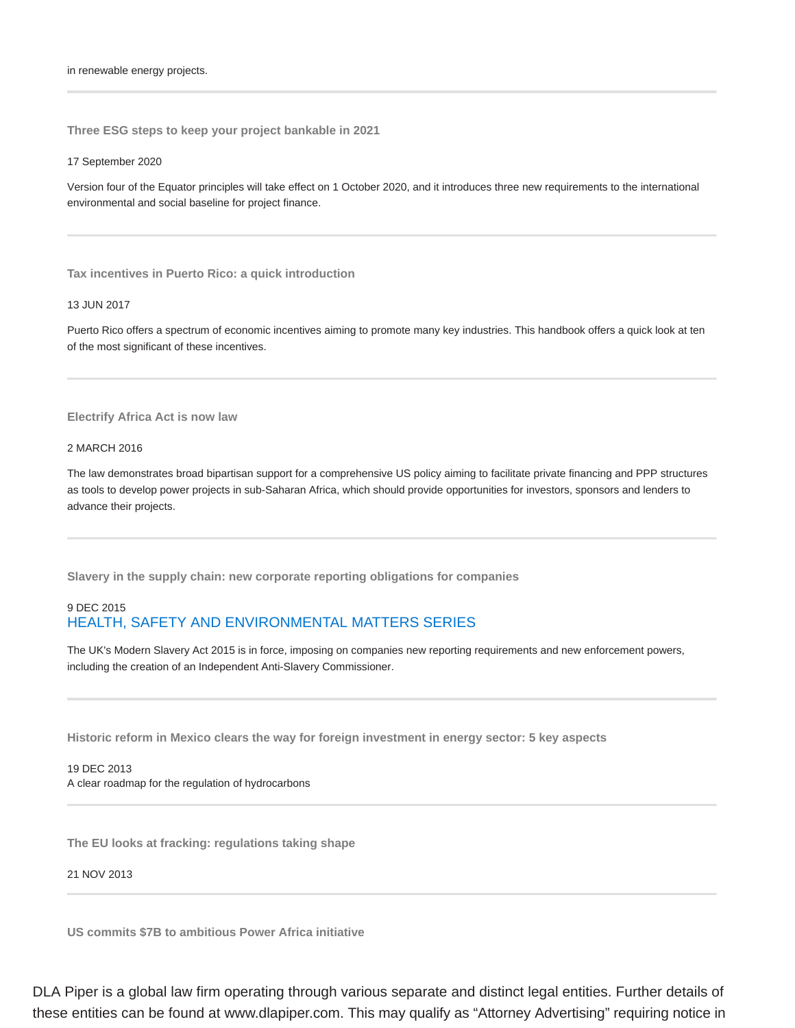in renewable energy projects.

---

### Three ESG steps to keep your project bankable in 2021

17 September 2020

Version four of the Equator principles will take effect on 1 October 2020, and it introduces three new requirements to the international environmental and social baseline for project finance.

---

### Tax incentives in Puerto Rico: a quick introduction

13 JUN 2017

Puerto Rico offers a spectrum of economic incentives aiming to promote many key industries. This handbook offers a quick look at ten of the most significant of these incentives.

---

### Electrify Africa Act is now law

2 MARCH 2016

The law demonstrates broad bipartisan support for a comprehensive US policy aiming to facilitate private financing and PPP structures as tools to develop power projects in sub-Saharan Africa, which should provide opportunities for investors, sponsors and lenders to advance their projects.

---

### Slavery in the supply chain: new corporate reporting obligations for companies

9 DEC 2015

HEALTH, SAFETY AND ENVIRONMENTAL MATTERS SERIES

The UK's Modern Slavery Act 2015 is in force, imposing on companies new reporting requirements and new enforcement powers, including the creation of an Independent Anti-Slavery Commissioner.

---

### Historic reform in Mexico clears the way for foreign investment in energy sector: 5 key aspects

19 DEC 2013

A clear roadmap for the regulation of hydrocarbons

---

### The EU looks at fracking: regulations taking shape

21 NOV 2013

---

### US commits $7B to ambitious Power Africa initiative

DLA Piper is a global law firm operating through various separate and distinct legal entities. Further details of these entities can be found at www.dlapiper.com. This may qualify as “Attorney Advertising” requiring notice in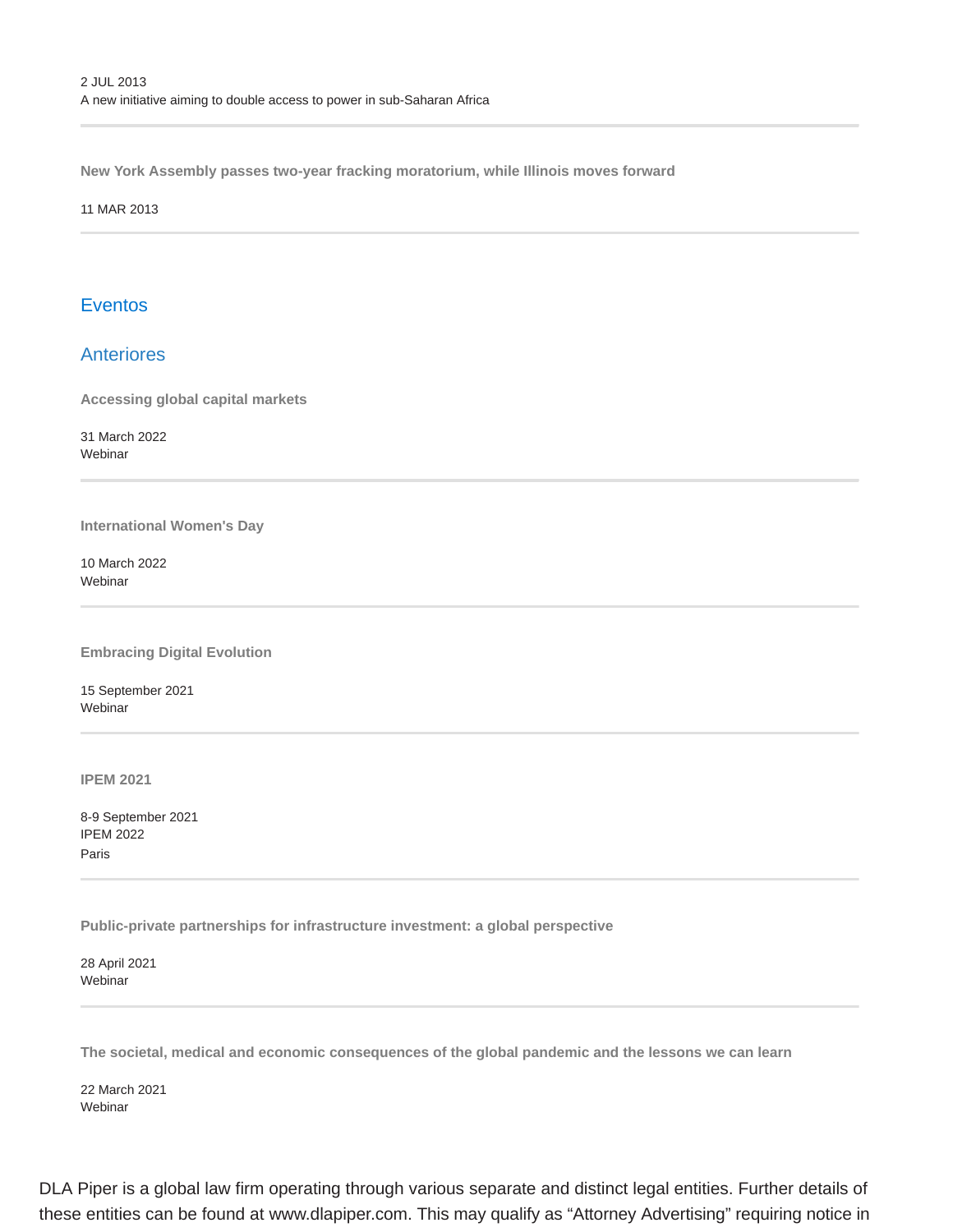2 JUL 2013
A new initiative aiming to double access to power in sub-Saharan Africa

---

**New York Assembly passes two-year fracking moratorium, while Illinois moves forward**

11 MAR 2013

---

## Eventos

### Anteriores

**Accessing global capital markets**

31 March 2022
Webinar

---

**International Women's Day**

10 March 2022
Webinar

---

**Embracing Digital Evolution**

15 September 2021
Webinar

---

**IPEM 2021**

8-9 September 2021
IPEM 2022
Paris

---

**Public-private partnerships for infrastructure investment: a global perspective**

28 April 2021
Webinar

---

**The societal, medical and economic consequences of the global pandemic and the lessons we can learn**

22 March 2021
Webinar

DLA Piper is a global law firm operating through various separate and distinct legal entities. Further details of these entities can be found at www.dlapiper.com. This may qualify as "Attorney Advertising" requiring notice in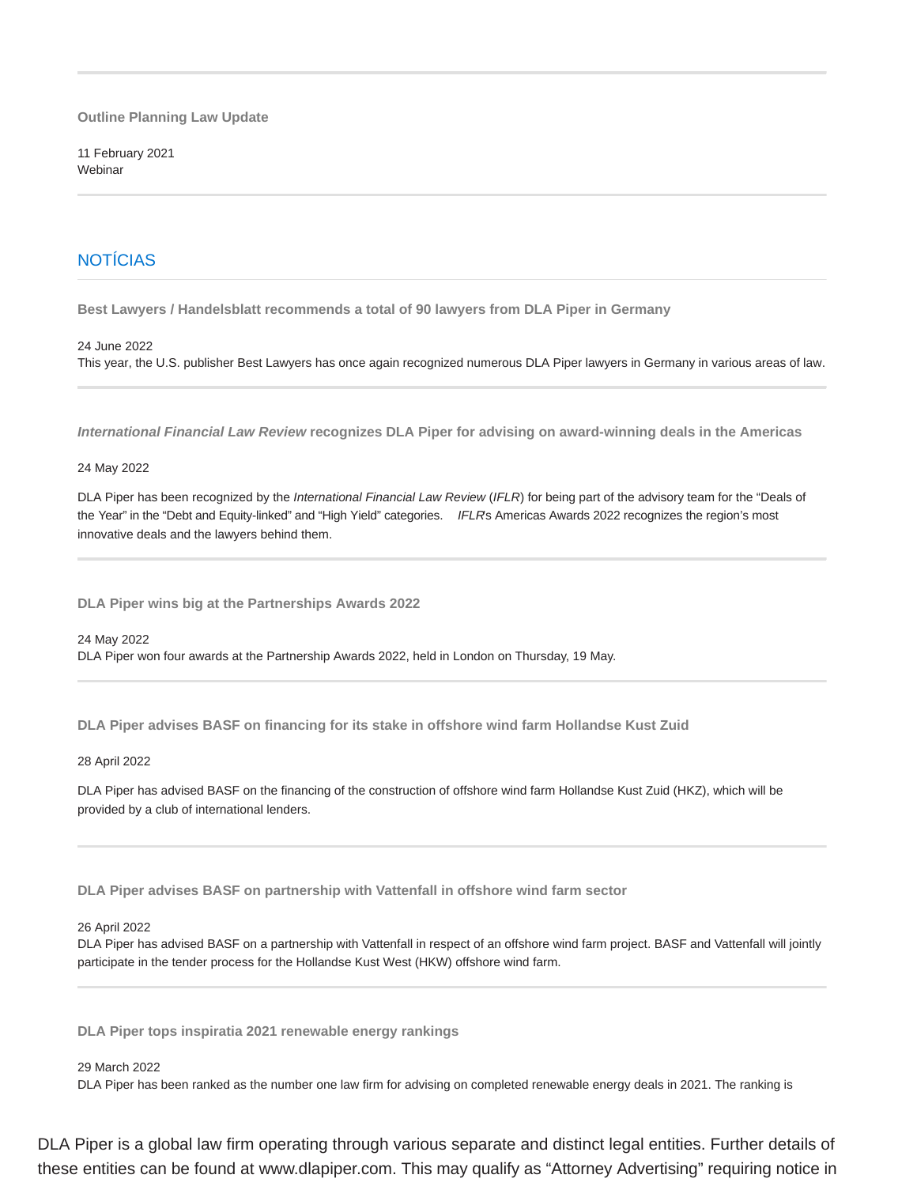**Outline Planning Law Update**

11 February 2021
Webinar

## NOTÍCIAS

**Best Lawyers / Handelsblatt recommends a total of 90 lawyers from DLA Piper in Germany**

24 June 2022
This year, the U.S. publisher Best Lawyers has once again recognized numerous DLA Piper lawyers in Germany in various areas of law.

***International Financial Law Review*** **recognizes DLA Piper for advising on award-winning deals in the Americas**

24 May 2022

DLA Piper has been recognized by the *International Financial Law Review* (*IFLR*) for being part of the advisory team for the "Deals of the Year" in the "Debt and Equity-linked" and "High Yield" categories. *IFLR*'s Americas Awards 2022 recognizes the region's most innovative deals and the lawyers behind them.

**DLA Piper wins big at the Partnerships Awards 2022**

24 May 2022
DLA Piper won four awards at the Partnership Awards 2022, held in London on Thursday, 19 May.

**DLA Piper advises BASF on financing for its stake in offshore wind farm Hollandse Kust Zuid**

28 April 2022

DLA Piper has advised BASF on the financing of the construction of offshore wind farm Hollandse Kust Zuid (HKZ), which will be provided by a club of international lenders.

**DLA Piper advises BASF on partnership with Vattenfall in offshore wind farm sector**

26 April 2022
DLA Piper has advised BASF on a partnership with Vattenfall in respect of an offshore wind farm project. BASF and Vattenfall will jointly participate in the tender process for the Hollandse Kust West (HKW) offshore wind farm.

**DLA Piper tops inspiratia 2021 renewable energy rankings**

29 March 2022
DLA Piper has been ranked as the number one law firm for advising on completed renewable energy deals in 2021. The ranking is

DLA Piper is a global law firm operating through various separate and distinct legal entities. Further details of these entities can be found at www.dlapiper.com. This may qualify as "Attorney Advertising" requiring notice in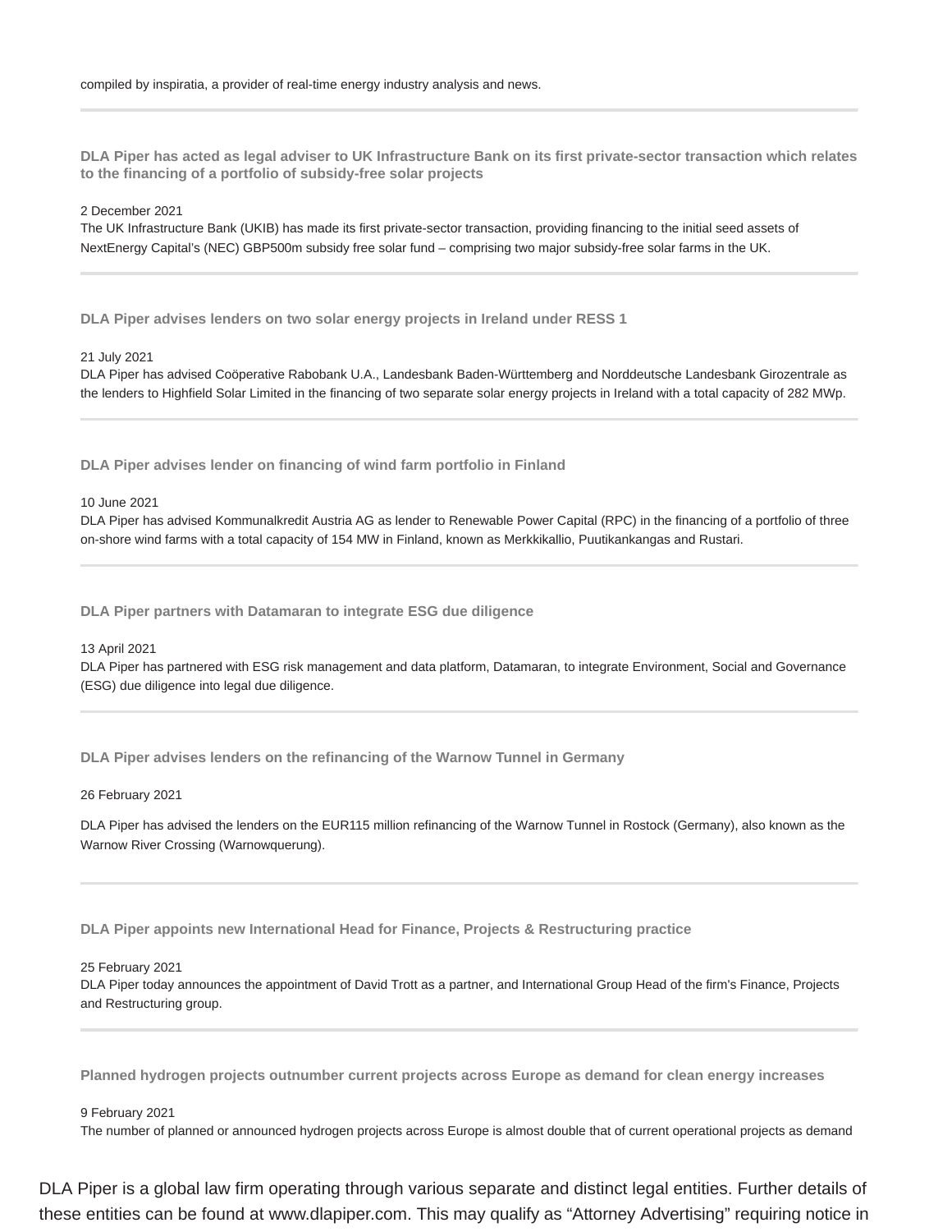compiled by inspiratia, a provider of real-time energy industry analysis and news.

---

**DLA Piper has acted as legal adviser to UK Infrastructure Bank on its first private-sector transaction which relates to the financing of a portfolio of subsidy-free solar projects**

2 December 2021

The UK Infrastructure Bank (UKIB) has made its first private-sector transaction, providing financing to the initial seed assets of NextEnergy Capital's (NEC) GBP500m subsidy free solar fund – comprising two major subsidy-free solar farms in the UK.

---

**DLA Piper advises lenders on two solar energy projects in Ireland under RESS 1**

21 July 2021

DLA Piper has advised Coöperative Rabobank U.A., Landesbank Baden-Württemberg and Norddeutsche Landesbank Girozentrale as the lenders to Highfield Solar Limited in the financing of two separate solar energy projects in Ireland with a total capacity of 282 MWp.

---

**DLA Piper advises lender on financing of wind farm portfolio in Finland**

10 June 2021

DLA Piper has advised Kommunalkredit Austria AG as lender to Renewable Power Capital (RPC) in the financing of a portfolio of three on-shore wind farms with a total capacity of 154 MW in Finland, known as Merkkikallio, Puutikankangas and Rustari.

---

**DLA Piper partners with Datamaran to integrate ESG due diligence**

13 April 2021

DLA Piper has partnered with ESG risk management and data platform, Datamaran, to integrate Environment, Social and Governance (ESG) due diligence into legal due diligence.

---

**DLA Piper advises lenders on the refinancing of the Warnow Tunnel in Germany**

26 February 2021

DLA Piper has advised the lenders on the EUR115 million refinancing of the Warnow Tunnel in Rostock (Germany), also known as the Warnow River Crossing (Warnowquerung).

---

**DLA Piper appoints new International Head for Finance, Projects & Restructuring practice**

25 February 2021

DLA Piper today announces the appointment of David Trott as a partner, and International Group Head of the firm's Finance, Projects and Restructuring group.

---

**Planned hydrogen projects outnumber current projects across Europe as demand for clean energy increases**

9 February 2021

The number of planned or announced hydrogen projects across Europe is almost double that of current operational projects as demand

DLA Piper is a global law firm operating through various separate and distinct legal entities. Further details of these entities can be found at www.dlapiper.com. This may qualify as "Attorney Advertising" requiring notice in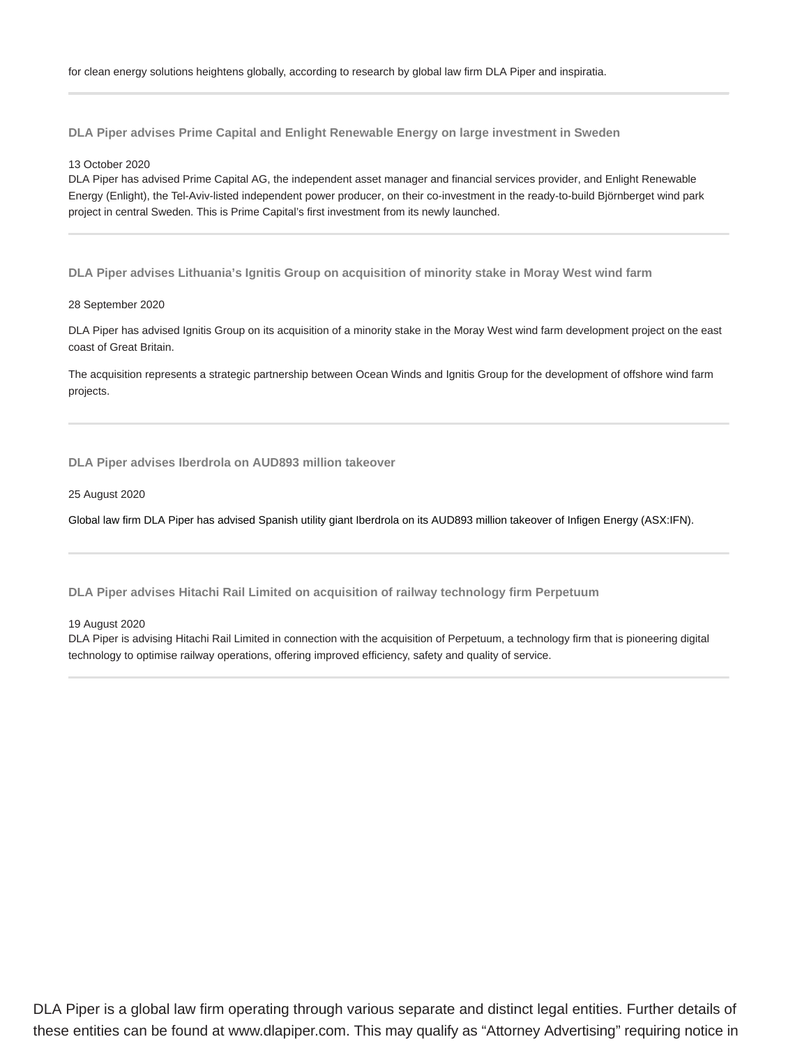for clean energy solutions heightens globally, according to research by global law firm DLA Piper and inspiratia.

---

### DLA Piper advises Prime Capital and Enlight Renewable Energy on large investment in Sweden

13 October 2020
DLA Piper has advised Prime Capital AG, the independent asset manager and financial services provider, and Enlight Renewable Energy (Enlight), the Tel-Aviv-listed independent power producer, on their co-investment in the ready-to-build Björnberget wind park project in central Sweden. This is Prime Capital's first investment from its newly launched.

---

### DLA Piper advises Lithuania's Ignitis Group on acquisition of minority stake in Moray West wind farm

28 September 2020

DLA Piper has advised Ignitis Group on its acquisition of a minority stake in the Moray West wind farm development project on the east coast of Great Britain.

The acquisition represents a strategic partnership between Ocean Winds and Ignitis Group for the development of offshore wind farm projects.

---

### DLA Piper advises Iberdrola on AUD893 million takeover

25 August 2020

Global law firm DLA Piper has advised Spanish utility giant Iberdrola on its AUD893 million takeover of Infigen Energy (ASX:IFN).

---

### DLA Piper advises Hitachi Rail Limited on acquisition of railway technology firm Perpetuum

19 August 2020
DLA Piper is advising Hitachi Rail Limited in connection with the acquisition of Perpetuum, a technology firm that is pioneering digital technology to optimise railway operations, offering improved efficiency, safety and quality of service.

---

DLA Piper is a global law firm operating through various separate and distinct legal entities. Further details of these entities can be found at www.dlapiper.com. This may qualify as "Attorney Advertising" requiring notice in